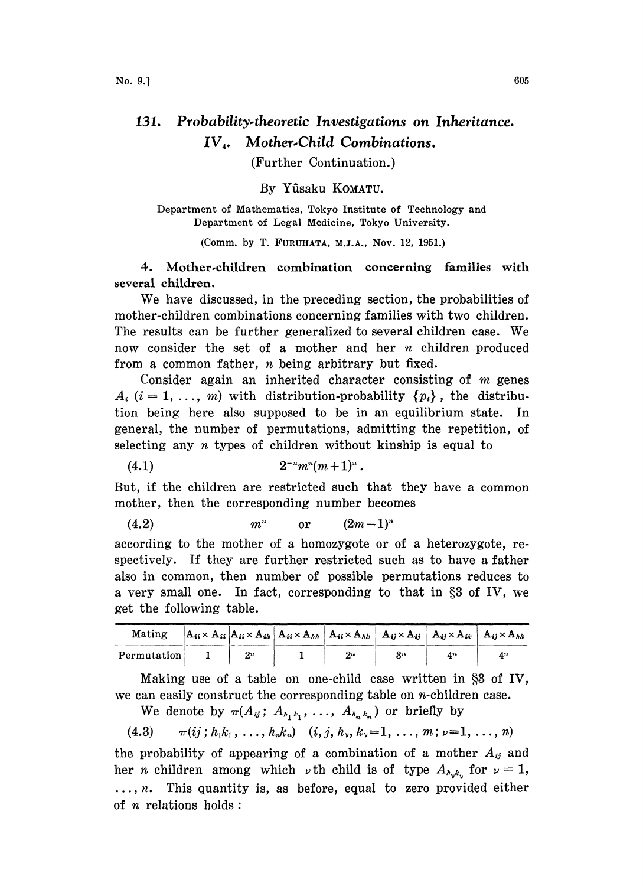# 131. Probability-theoretic Investigations on Inheritance. IV₄. Mother-Child Combinations.

(Further Continuation.)

By Yûsaku KOMATU.

Department of Mathematics, Tokyo Institute of Technology and Department of Legal Medicine, Tokyo University.

(Comm. by T. FURUHATA, M.J.A., Nov. 12, 1951.)

## 4. Mother-children combination concerning families with several children.

We have discussed, in the preceding section, the probabilities of mother-children combinations concerning families with two children. The results can be further generalized to several children case. We now consider the set of a mother and her $n$ children produced from a common father, $n$ being arbitrary but fixed.

Consider again an inherited character consisting of $m$ genes $A_i$ $(i = 1, \ldots, m)$ with distribution-probability $\{p_i\}$, the distribution being here also supposed to be in an equilibrium state. In general, the number of permutations, admitting the repetition, of selecting any $n$ types of children without kinship is equal to

$$(4.1) \qquad 2^{-n}m^n(m+1)^n.$$

But, if the children are restricted such that they have a common mother, then the corresponding number becomes

$$(4.2) \qquad m^n \quad \text{or} \quad (2m-1)^n$$

according to the mother of a homozygote or of a heterozygote, respectively. If they are further restricted such as to have a father also in common, then number of possible permutations reduces to a very small one. In fact, corresponding to that in §3 of IV, we get the following table.

| Mating | $A_{ii}\times A_{ii}$ | $A_{ii}\times A_{ik}$ | $A_{ii}\times A_{hh}$ | $A_{ii}\times A_{hk}$ | $A_{ij}\times A_{ij}$ | $A_{ij}\times A_{ik}$ | $A_{ij}\times A_{hk}$ |
|---|---|---|---|---|---|---|---|
| Permutation | 1 | $2^n$ | 1 | $2^n$ | $3^n$ | $4^n$ | $4^n$ |

Making use of a table on one-child case written in §3 of IV, we can easily construct the corresponding table on $n$-children case.

We denote by $\pi(A_{ij};\ A_{h_1k_1}, \ldots, A_{h_nk_n})$ or briefly by

$$(4.3) \qquad \pi(ij\,;\, h_1k_1, \ldots, h_nk_n) \quad (i, j, h_\nu, k_\nu = 1, \ldots, m;\ \nu = 1, \ldots, n)$$

the probability of appearing of a combination of a mother $A_{ij}$ and her $n$ children among which $\nu$th child is of type $A_{h_\nu k_\nu}$ for $\nu = 1, \ldots, n$. This quantity is, as before, equal to zero provided either of $n$ relations holds: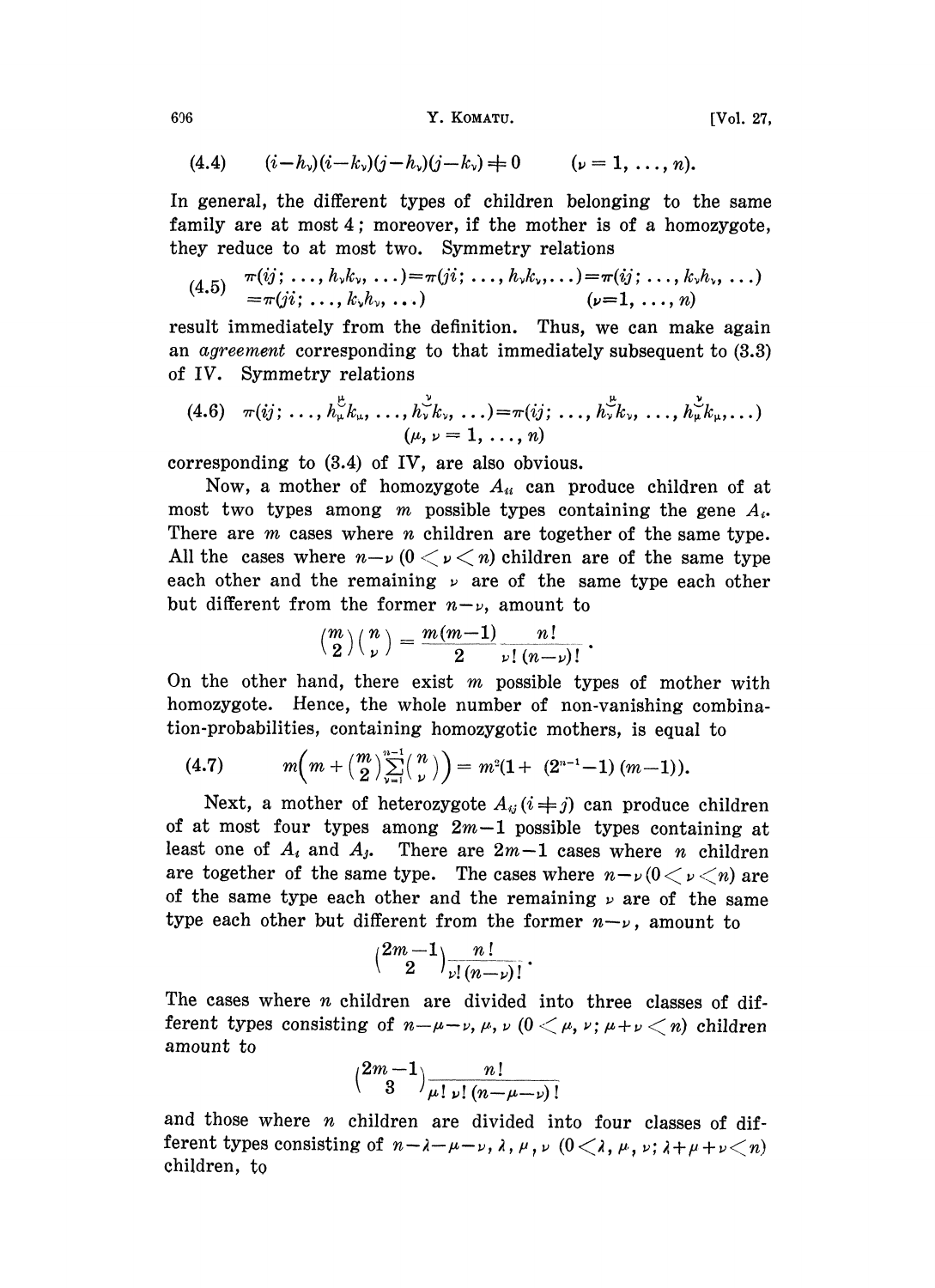$$(4.4)\qquad (i-h_\nu)(i-k_\nu)(j-h_\nu)(j-k_\nu) \neq 0 \qquad (\nu = 1, \ldots, n).$$

In general, the different types of children belonging to the same family are at most 4; moreover, if the mother is of a homozygote, they reduce to at most two. Symmetry relations

$$(4.5)\qquad \begin{aligned} \pi(ij; \ldots, h_\nu k_\nu, \ldots) &= \pi(ji; \ldots, h_\nu k_\nu, \ldots) = \pi(ij; \ldots, k_\nu h_\nu, \ldots) \\ &= \pi(ji; \ldots, k_\nu h_\nu, \ldots) \qquad (\nu = 1, \ldots, n) \end{aligned}$$

result immediately from the definition. Thus, we can make again an *agreement* corresponding to that immediately subsequent to (3.3) of IV. Symmetry relations

$$(4.6)\qquad \pi(ij; \ldots, \overset{\mu}{h_\mu k_\mu}, \ldots, \overset{\nu}{h_\nu k_\nu}, \ldots) = \pi(ij; \ldots, \overset{\mu}{h_\nu k_\nu}, \ldots, \overset{\nu}{h_\mu k_\mu}, \ldots) \qquad (\mu, \nu = 1, \ldots, n)$$

corresponding to (3.4) of IV, are also obvious.

Now, a mother of homozygote $A_{ii}$ can produce children of at most two types among $m$ possible types containing the gene $A_i$. There are $m$ cases where $n$ children are together of the same type. All the cases where $n-\nu$ $(0 < \nu < n)$ children are of the same type each other and the remaining $\nu$ are of the same type each other but different from the former $n-\nu$, amount to

$$\binom{m}{2}\binom{n}{\nu} = \frac{m(m-1)}{2}\,\frac{n!}{\nu!\,(n-\nu)!}.$$

On the other hand, there exist $m$ possible types of mother with homozygote. Hence, the whole number of non-vanishing combination-probabilities, containing homozygotic mothers, is equal to

$$(4.7)\qquad m\left(m + \binom{m}{2}\sum_{\nu=1}^{n-1}\binom{n}{\nu}\right) = m^2(1 + (2^{n-1}-1)(m-1)).$$

Next, a mother of heterozygote $A_{ij}$ $(i \neq j)$ can produce children of at most four types among $2m-1$ possible types containing at least one of $A_i$ and $A_j$. There are $2m-1$ cases where $n$ children are together of the same type. The cases where $n-\nu$ $(0 < \nu < n)$ are of the same type each other and the remaining $\nu$ are of the same type each other but different from the former $n-\nu$, amount to

$$\binom{2m-1}{2}\frac{n!}{\nu!\,(n-\nu)!}.$$

The cases where $n$ children are divided into three classes of different types consisting of $n-\mu-\nu$, $\mu$, $\nu$ $(0 < \mu, \nu;\ \mu+\nu < n)$ children amount to

$$\binom{2m-1}{3}\frac{n!}{\mu!\,\nu!\,(n-\mu-\nu)!}$$

and those where $n$ children are divided into four classes of different types consisting of $n-\lambda-\mu-\nu$, $\lambda$, $\mu$, $\nu$ $(0 < \lambda, \mu, \nu;\ \lambda+\mu+\nu < n)$ children, to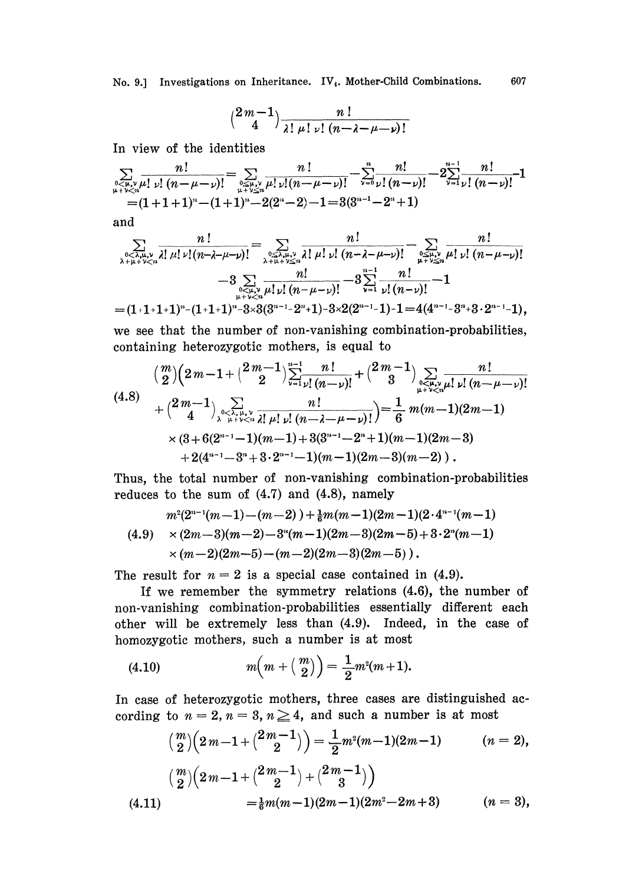$$\binom{2m-1}{4}\frac{n!}{\lambda!\,\mu!\,\nu!\,(n-\lambda-\mu-\nu)!}$$

In view of the identities

$$\sum_{\substack{0<\mu,\nu\\ \mu+\nu<n}}\frac{n!}{\mu!\,\nu!\,(n-\mu-\nu)!}=\sum_{\substack{0\leq\mu,\nu\\ \mu+\nu\leq n}}\frac{n!}{\mu!\,\nu!(n-\mu-\nu)!}-\sum_{\nu=0}^{n}\frac{n!}{\nu!\,(n-\nu)!}-2\sum_{\nu=1}^{n-1}\frac{n!}{\nu!\,(n-\nu)!}-1$$
$$=(1+1+1)^n-(1+1)^n-2(2^n-2)-1=3(3^{n-1}-2^n+1)$$

and

$$\sum_{\substack{0<\lambda,\mu,\nu\\ \lambda+\mu+\nu<n}}\frac{n!}{\lambda!\,\mu!\,\nu!(n-\lambda-\mu-\nu)!}=\sum_{\substack{0\leq\lambda,\mu,\nu\\ \lambda+\mu+\nu\leq n}}\frac{n!}{\lambda!\,\mu!\,\nu!\,(n-\lambda-\mu-\nu)!}-\sum_{\substack{0\leq\mu,\nu\\ \mu+\nu\leq n}}\frac{n!}{\mu!\,\nu!\,(n-\mu-\nu)!}$$
$$-3\sum_{\substack{0<\mu,\nu\\ \mu+\nu<n}}\frac{n!}{\mu!\,\nu!\,(n-\mu-\nu)!}-3\sum_{\nu=1}^{n-1}\frac{n!}{\nu!\,(n-\nu)!}-1$$
$$=(1+1+1+1)^n-(1+1+1)^n-3\times3(3^{n-1}-2^n+1)-3\times2(2^{n-1}-1)-1=4(4^{n-1}-3^n+3\cdot2^{n-1}-1),$$

we see that the number of non-vanishing combination-probabilities, containing heterozygotic mothers, is equal to

$$(4.8)\quad \begin{aligned}&\binom{m}{2}\Bigg(2m-1+\binom{2m-1}{2}\sum_{\nu=1}^{n-1}\frac{n!}{\nu!\,(n-\nu)!}+\binom{2m-1}{3}\sum_{\substack{0<\mu,\nu\\ \mu+\nu<n}}\frac{n!}{\mu!\,\nu!\,(n-\mu-\nu)!}\\&+\binom{2m-1}{4}\sum_{\substack{0<\lambda,\mu,\nu\\ \lambda+\mu+\nu<n}}\frac{n!}{\lambda!\,\mu!\,\nu!\,(n-\lambda-\mu-\nu)!}\Bigg)=\frac{1}{6}\,m(m-1)(2m-1)\\&\times(3+6(2^{n-1}-1)(m-1)+3(3^{n-1}-2^n+1)(m-1)(2m-3)\\&+2(4^{n-1}-3^n+3\cdot2^{n-1}-1)(m-1)(2m-3)(m-2)).\end{aligned}$$

Thus, the total number of non-vanishing combination-probabilities reduces to the sum of (4.7) and (4.8), namely

$$(4.9)\quad \begin{aligned}&m^2(2^{n-1}(m-1)-(m-2))+\tfrac{1}{6}m(m-1)(2m-1)(2\cdot4^{n-1}(m-1)\\&\times(2m-3)(m-2)-3^n(m-1)(2m-3)(2m-5)+3\cdot2^n(m-1)\\&\times(m-2)(2m-5)-(m-2)(2m-3)(2m-5)).\end{aligned}$$

The result for $n=2$ is a special case contained in (4.9).

If we remember the symmetry relations (4.6), the number of non-vanishing combination-probabilities essentially different each other will be extremely less than (4.9). Indeed, in the case of homozygotic mothers, such a number is at most

$$(4.10)\qquad m\left(m+\binom{m}{2}\right)=\frac{1}{2}m^2(m+1).$$

In case of heterozygotic mothers, three cases are distinguished according to $n=2$, $n=3$, $n\geq4$, and such a number is at most

$$\binom{m}{2}\left(2m-1+\binom{2m-1}{2}\right)=\frac{1}{2}m^2(m-1)(2m-1)\qquad(n=2),$$

$$(4.11)\quad \begin{aligned}&\binom{m}{2}\left(2m-1+\binom{2m-1}{2}+\binom{2m-1}{3}\right)\\&=\tfrac{1}{6}m(m-1)(2m-1)(2m^2-2m+3)\qquad(n=3),\end{aligned}$$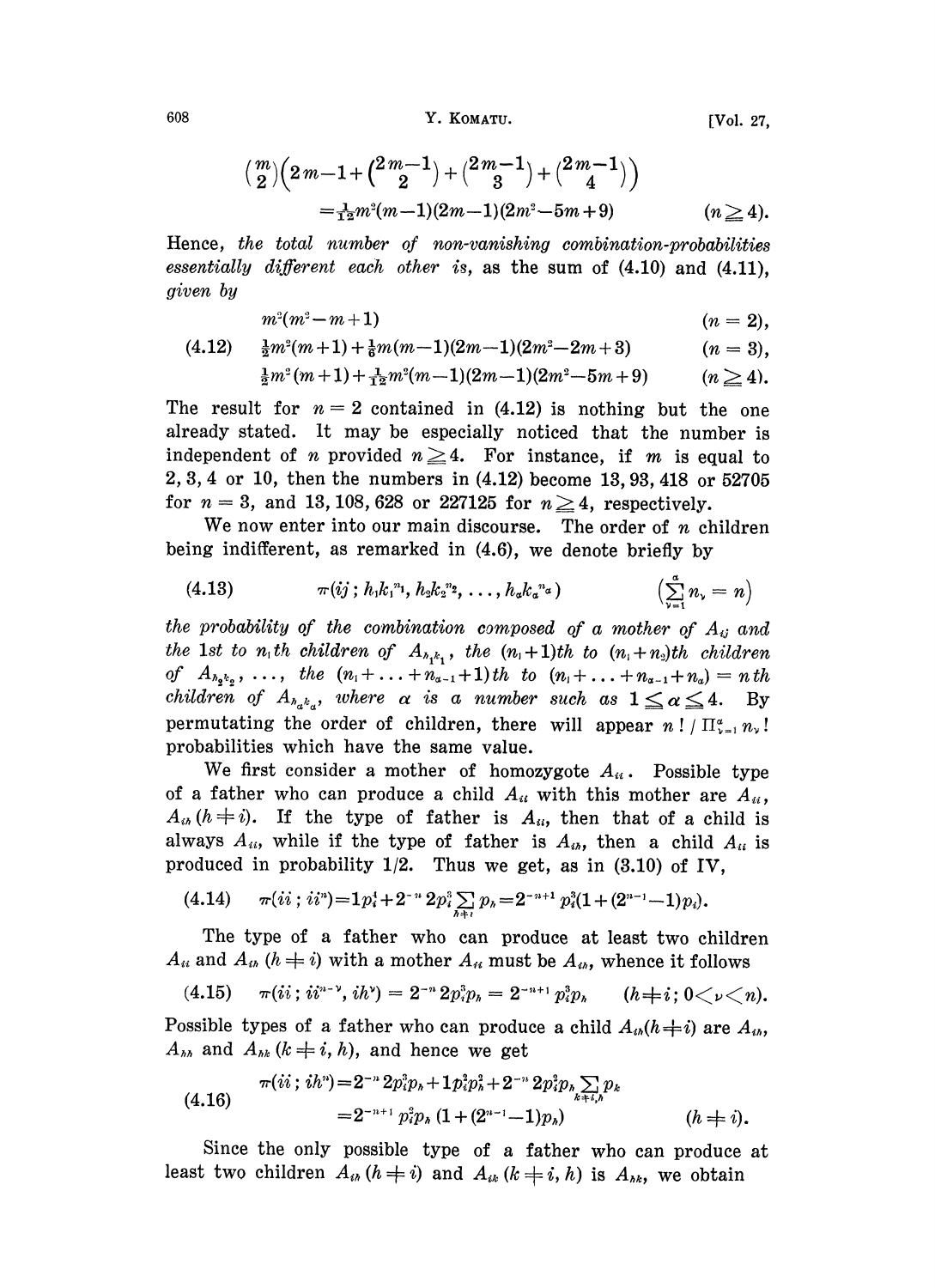$$\binom{m}{2}\left(2m-1+\binom{2m-1}{2}+\binom{2m-1}{3}+\binom{2m-1}{4}\right)$$
$$=\tfrac{1}{12}m^2(m-1)(2m-1)(2m^2-5m+9) \qquad (n\geqq 4).$$

Hence, *the total number of non-vanishing combination-probabilities essentially different each other is*, as the sum of (4.10) and (4.11), *given by*

$$
\begin{aligned}
&m^2(m^2-m+1) && (n=2),\\
(4.12)\qquad &\tfrac{1}{2}m^2(m+1)+\tfrac{1}{6}m(m-1)(2m-1)(2m^2-2m+3) && (n=3),\\
&\tfrac{1}{2}m^2(m+1)+\tfrac{1}{12}m^2(m-1)(2m-1)(2m^2-5m+9) && (n\geqq 4).
\end{aligned}
$$

The result for $n=2$ contained in (4.12) is nothing but the one already stated. It may be especially noticed that the number is independent of $n$ provided $n\geqq 4$. For instance, if $m$ is equal to 2, 3, 4 or 10, then the numbers in (4.12) become 13, 93, 418 or 52705 for $n=3$, and 13, 108, 628 or 227125 for $n\geqq 4$, respectively.

We now enter into our main discourse. The order of $n$ children being indifferent, as remarked in (4.6), we denote briefly by

$$(4.13)\qquad \pi(ij\,;\,h_1k_1^{n_1}, h_2k_2^{n_2}, \ldots, h_\alpha k_\alpha^{n_\alpha}) \qquad \left(\sum_{\nu=1}^{\alpha} n_\nu = n\right)$$

*the probability of the combination composed of a mother of $A_{ij}$ and the* 1st *to* $n_1$th *children of $A_{h_1k_1}$, the $(n_1+1)$th to $(n_1+n_2)$th children of $A_{h_2k_2}$, ..., the $(n_1+\ldots+n_{\alpha-1}+1)$th to $(n_1+\ldots+n_{\alpha-1}+n_\alpha)=n$th children of $A_{h_\alpha k_\alpha}$, where $\alpha$ is a number such as $1\leqq\alpha\leqq 4$.* By permutating the order of children, there will appear $n!/\Pi_{\nu=1}^{\alpha} n_\nu!$ probabilities which have the same value.

We first consider a mother of homozygote $A_{ii}$. Possible type of a father who can produce a child $A_{ii}$ with this mother are $A_{ii}$, $A_{ih}$ $(h\neq i)$. If the type of father is $A_{ii}$, then that of a child is always $A_{ii}$, while if the type of father is $A_{ih}$, then a child $A_{ii}$ is produced in probability 1/2. Thus we get, as in (3.10) of IV,

$$(4.14)\qquad \pi(ii\,;\,ii^n)=1p_i^4+2^{-n}2p_i^3\sum_{h\neq i}p_h=2^{-n+1}p_i^3(1+(2^{n-1}-1)p_i).$$

The type of a father who can produce at least two children $A_{ii}$ and $A_{ih}$ $(h\neq i)$ with a mother $A_{ii}$ must be $A_{ih}$, whence it follows

$$(4.15)\qquad \pi(ii\,;\,ii^{n-\nu}, ih^\nu)=2^{-n}2p_i^3p_h=2^{-n+1}p_i^3p_h \qquad (h\neq i;\ 0<\nu<n).$$

Possible types of a father who can produce a child $A_{ih}(h\neq i)$ are $A_{ih}$, $A_{hh}$ and $A_{hk}$ $(k\neq i, h)$, and hence we get

$$
(4.16)\qquad
\begin{aligned}
\pi(ii\,;\,ih^n)&=2^{-n}2p_i^3p_h+1p_i^2p_h^2+2^{-n}2p_i^2p_h\sum_{k\neq i,h}p_k\\
&=2^{-n+1}p_i^2p_h(1+(2^{n-1}-1)p_h) \qquad (h\neq i).
\end{aligned}
$$

Since the only possible type of a father who can produce at least two children $A_{ih}$ $(h\neq i)$ and $A_{ik}$ $(k\neq i, h)$ is $A_{hk}$, we obtain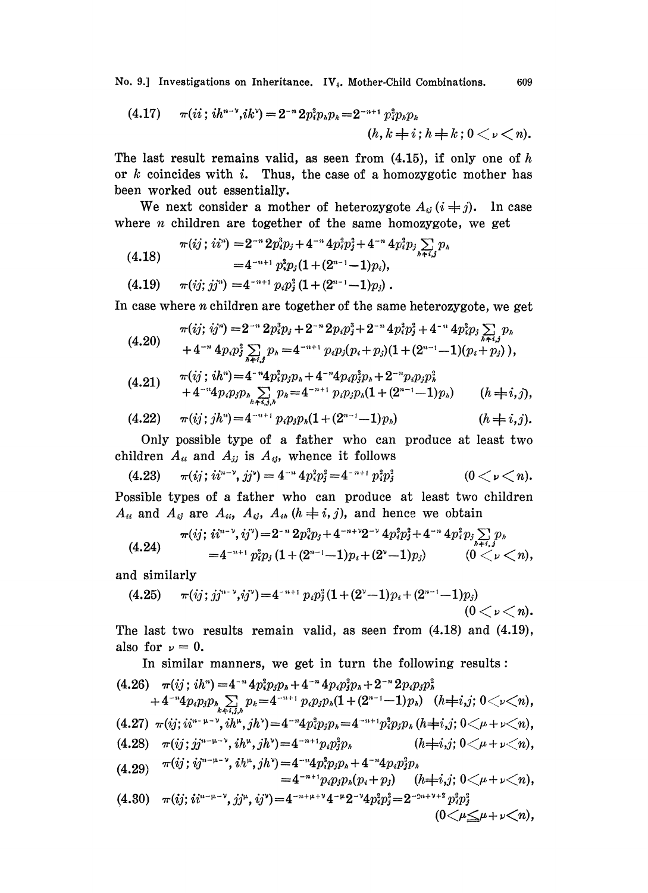$$(4.17)\qquad \pi(ii;\, ih^{n-\nu}, ik^{\nu}) = 2^{-n}2p_i^2p_hp_k = 2^{-n+1}p_i^2p_hp_k \qquad (h, k \neq i;\, h \neq k;\, 0 < \nu < n).$$

The last result remains valid, as seen from (4.15), if only one of $h$ or $k$ coincides with $i$. Thus, the case of a homozygotic mother has been worked out essentially.

We next consider a mother of heterozygote $A_{ij}$ $(i \neq j)$. In case where $n$ children are together of the same homozygote, we get

$$(4.18)\qquad \begin{aligned}\pi(ij;\, ii^n) &= 2^{-n}2p_i^3p_j + 4^{-n}4p_i^2p_j^2 + 4^{-n}4p_i^2p_j\sum_{h\neq i,j}p_h \\ &= 4^{-n+1}p_i^2p_j(1+(2^{n-1}-1)p_i),\end{aligned}$$

$$(4.19)\qquad \pi(ij;\, jj^n) = 4^{-n+1}p_ip_j^2(1+(2^{n-1}-1)p_j).$$

In case where $n$ children are together of the same heterozygote, we get

$$(4.20)\qquad \begin{aligned}\pi(ij;\, ij^n) &= 2^{-n}2p_i^3p_j + 2^{-n}2p_ip_j^3 + 2^{-n}4p_i^2p_j^2 + 4^{-n}4p_i^2p_j\sum_{h\neq i,j}p_h \\ &\quad + 4^{-n}4p_ip_j^2\sum_{h\neq i,j}p_h = 4^{-n+1}p_ip_j(p_i+p_j)(1+(2^{n-1}-1)(p_i+p_j)),\end{aligned}$$

$$(4.21)\qquad \begin{aligned}\pi(ij;\, ih^n) &= 4^{-n}4p_i^2p_jp_h + 4^{-n}4p_ip_j^2p_h + 2^{-n}p_ip_jp_h^2 \\ &\quad + 4^{-n}4p_ip_jp_h\sum_{k\neq i,j,h}p_k = 4^{-n+1}p_ip_jp_h(1+(2^{n-1}-1)p_h) \qquad (h \neq i, j),\end{aligned}$$

$$(4.22)\qquad \pi(ij;\, jh^n) = 4^{-n+1}p_ip_jp_h(1+(2^{n-1}-1)p_h) \qquad (h \neq i, j).$$

Only possible type of a father who can produce at least two children $A_{ii}$ and $A_{jj}$ is $A_{ij}$, whence it follows

$$(4.23)\qquad \pi(ij;\, ii^{n-\nu}, jj^{\nu}) = 4^{-n}4p_i^2p_j^2 = 4^{-n+1}p_i^2p_j^2 \qquad (0 < \nu < n).$$

Possible types of a father who can produce at least two children $A_{ii}$ and $A_{ij}$ are $A_{ii}$, $A_{ij}$, $A_{ih}$ $(h \neq i, j)$, and hence we obtain

$$(4.24)\qquad \begin{aligned}\pi(ij;\, ii^{n-\nu}, ij^{\nu}) &= 2^{-n}2p_i^3p_j + 4^{-n+\nu}2^{-\nu}4p_i^2p_j^2 + 4^{-n}4p_i^2p_j\sum_{h\neq i,j}p_h \\ &= 4^{-n+1}p_i^2p_j(1+(2^{n-1}-1)p_i+(2^{\nu}-1)p_j) \qquad (0 < \nu < n),\end{aligned}$$

and similarly

$$(4.25)\qquad \pi(ij;\, jj^{n-\nu}, ij^{\nu}) = 4^{-n+1}p_ip_j^2(1+(2^{\nu}-1)p_i+(2^{n-1}-1)p_j) \qquad (0 < \nu < n).$$

The last two results remain valid, as seen from (4.18) and (4.19), also for $\nu = 0$.

In similar manners, we get in turn the following results:

$$(4.26)\qquad \begin{aligned}\pi(ij;\, ih^n) &= 4^{-n}4p_i^2p_jp_h + 4^{-n}4p_ip_j^2p_h + 2^{-n}2p_ip_jp_h^2 \\ &\quad + 4^{-n}4p_ip_jp_h\sum_{k\neq i,j,h}p_k = 4^{-n+1}p_ip_jp_h(1+(2^{n-1}-1)p_h) \quad (h \neq i,j;\, 0<\nu<n),\end{aligned}$$

$$(4.27)\qquad \pi(ij;\, ii^{n-\mu-\nu}, ih^{\mu}, jh^{\nu}) = 4^{-n}4p_i^2p_jp_h = 4^{-n+1}p_i^2p_jp_h \quad (h \neq i,j;\, 0<\mu+\nu<n),$$

$$(4.28)\qquad \pi(ij;\, jj^{n-\mu-\nu}, ih^{\mu}, jh^{\nu}) = 4^{-n+1}p_ip_j^2p_h \qquad (h \neq i,j;\, 0<\mu+\nu<n),$$

$$(4.29)\qquad \begin{aligned}\pi(ij;\, ij^{n-\mu-\nu}, ih^{\mu}, jh^{\nu}) &= 4^{-n}4p_i^2p_jp_h + 4^{-n}4p_ip_j^2p_h \\ &= 4^{-n+1}p_ip_jp_h(p_i+p_j) \qquad (h \neq i,j;\, 0<\mu+\nu<n),\end{aligned}$$

$$(4.30)\qquad \pi(ij;\, ii^{n-\mu-\nu}, jj^{\mu}, ij^{\nu}) = 4^{-n+\mu+\nu}4^{-\mu}2^{-\nu}4p_i^2p_j^2 = 2^{-2n+\nu+2}p_i^2p_j^2 \qquad (0<\mu \leqq \mu+\nu<n),$$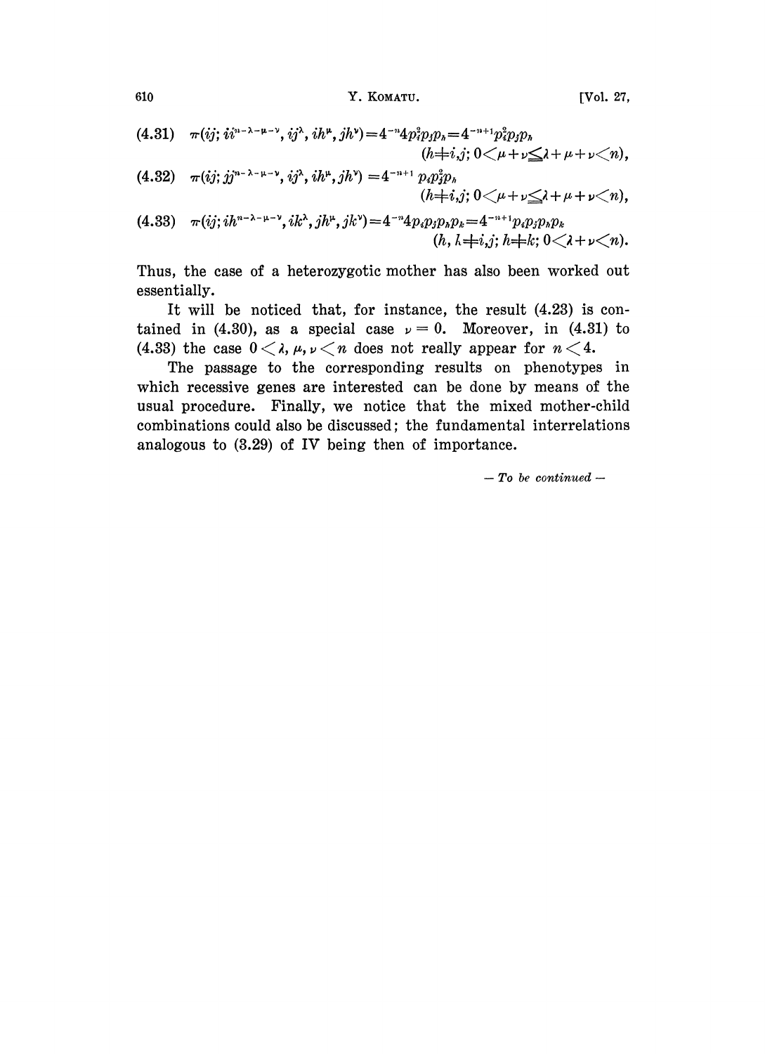$$(4.31)\quad \pi(ij;\, ii^{n-\lambda-\mu-\nu}, ij^{\lambda}, ih^{\mu}, jh^{\nu}) = 4^{-n}4p_i^2p_jp_h = 4^{-n+1}p_i^2p_jp_h \qquad (h \neq i,j;\ 0 < \mu+\nu \leqq \lambda+\mu+\nu < n),$$

$$(4.32)\quad \pi(ij;\, jj^{n-\lambda-\mu-\nu}, ij^{\lambda}, ih^{\mu}, jh^{\nu}) = 4^{-n+1}\, p_ip_j^2p_h \qquad (h \neq i,j;\ 0 < \mu+\nu \leqq \lambda+\mu+\nu < n),$$

$$(4.33)\quad \pi(ij;\, ih^{n-\lambda-\mu-\nu}, ik^{\lambda}, jh^{\mu}, jk^{\nu}) = 4^{-n}4p_ip_jp_hp_k = 4^{-n+1}p_ip_jp_hp_k \qquad (h,k \neq i,j;\ h \neq k;\ 0 < \lambda+\nu < n).$$

Thus, the case of a heterozygotic mother has also been worked out essentially.

It will be noticed that, for instance, the result (4.23) is contained in (4.30), as a special case $\nu = 0$. Moreover, in (4.31) to (4.33) the case $0 < \lambda, \mu, \nu < n$ does not really appear for $n < 4$.

The passage to the corresponding results on phenotypes in which recessive genes are interested can be done by means of the usual procedure. Finally, we notice that the mixed mother-child combinations could also be discussed; the fundamental interrelations analogous to (3.29) of IV being then of importance.

*— To be continued —*